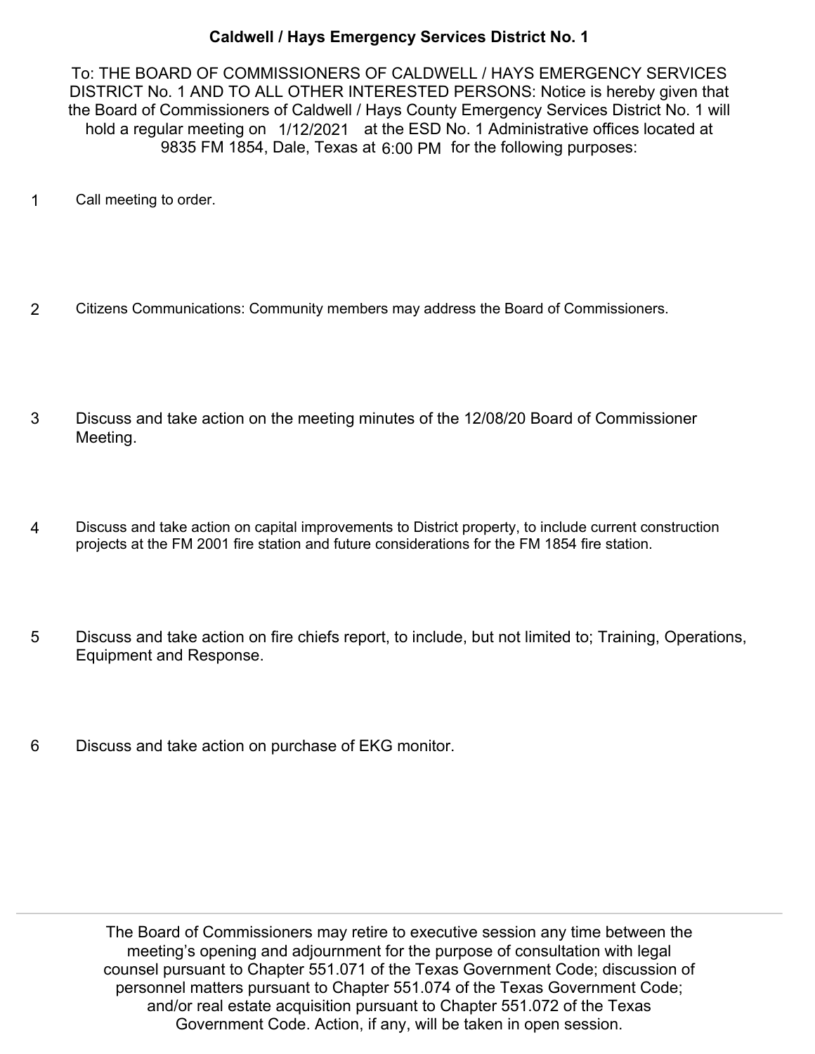# Caldwell / Hays Emergency Services District No. 1

To: THE BOARD OF COMMISSIONERS OF CALDWELL / HAYS EMERGENCY SERVICES DISTRICT No. 1 AND TO ALL OTHER INTERESTED PERSONS: Notice is hereby given that the Board of Commissioners of Caldwell / Hays County Emergency Services District No. 1 will hold a regular meeting on 1/12/2021 at the ESD No. 1 Administrative offices located at 9835 FM 1854, Dale, Texas at 6:00 PM for the following purposes:

1. Call meeting to order.

2. Citizens Communications: Community members may address the Board of Commissioners.

3. Discuss and take action on the meeting minutes of the 12/08/20 Board of Commissioner Meeting.

4. Discuss and take action on capital improvements to District property, to include current construction projects at the FM 2001 fire station and future considerations for the FM 1854 fire station.

5. Discuss and take action on fire chiefs report, to include, but not limited to; Training, Operations, Equipment and Response.

6. Discuss and take action on purchase of EKG monitor.

---

The Board of Commissioners may retire to executive session any time between the meeting's opening and adjournment for the purpose of consultation with legal counsel pursuant to Chapter 551.071 of the Texas Government Code; discussion of personnel matters pursuant to Chapter 551.074 of the Texas Government Code; and/or real estate acquisition pursuant to Chapter 551.072 of the Texas Government Code. Action, if any, will be taken in open session.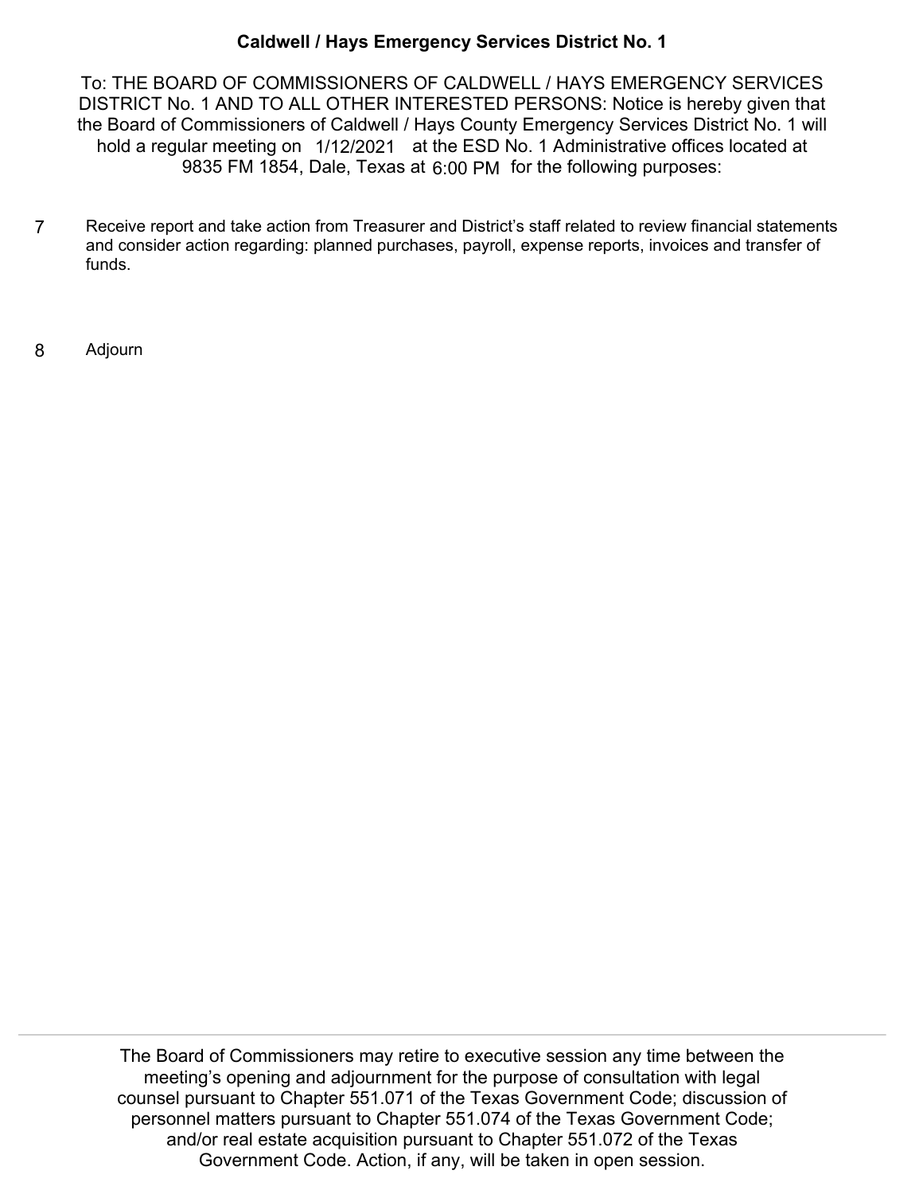**Caldwell / Hays Emergency Services District No. 1**

To: THE BOARD OF COMMISSIONERS OF CALDWELL / HAYS EMERGENCY SERVICES DISTRICT No. 1 AND TO ALL OTHER INTERESTED PERSONS: Notice is hereby given that the Board of Commissioners of Caldwell / Hays County Emergency Services District No. 1 will hold a regular meeting on 1/12/2021 at the ESD No. 1 Administrative offices located at 9835 FM 1854, Dale, Texas at 6:00 PM for the following purposes:

7. Receive report and take action from Treasurer and District's staff related to review financial statements and consider action regarding: planned purchases, payroll, expense reports, invoices and transfer of funds.

8. Adjourn

---

The Board of Commissioners may retire to executive session any time between the meeting's opening and adjournment for the purpose of consultation with legal counsel pursuant to Chapter 551.071 of the Texas Government Code; discussion of personnel matters pursuant to Chapter 551.074 of the Texas Government Code; and/or real estate acquisition pursuant to Chapter 551.072 of the Texas Government Code. Action, if any, will be taken in open session.